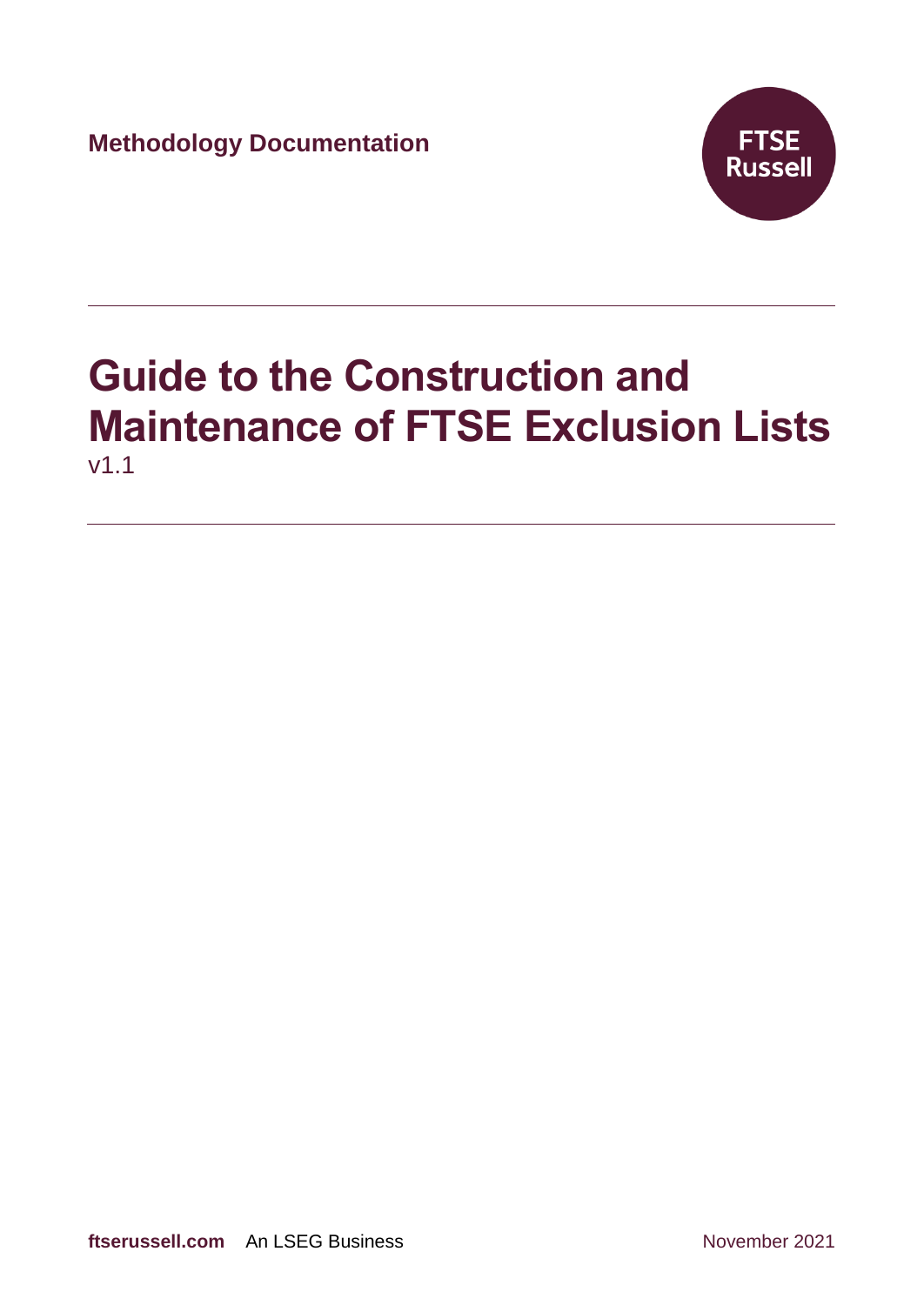Methodology Documentation

FTSE Russell

# Guide to the Construction and Maintenance of FTSE Exclusion Lists

v1.1

ftserussell.com An LSEG Business

November 2021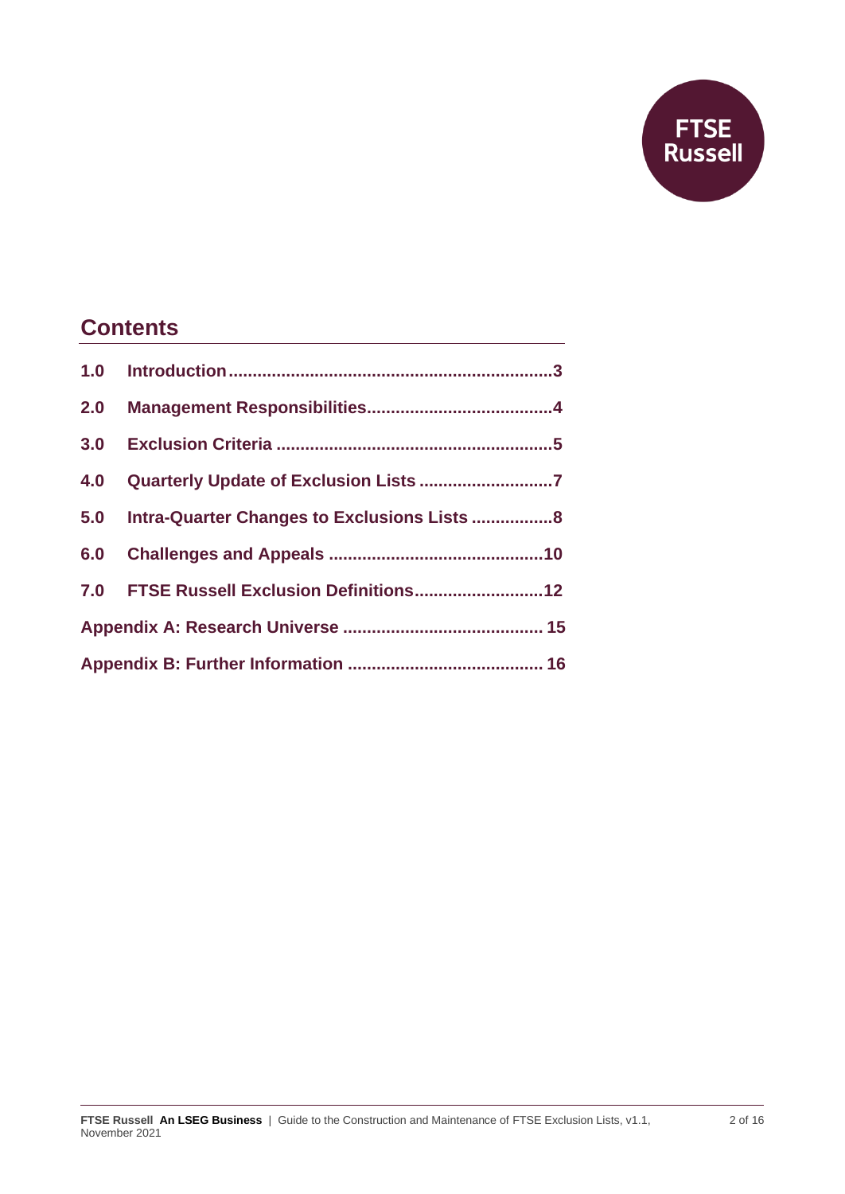## Contents

| | | |
|---|---|---|
| 1.0 | Introduction | 3 |
| 2.0 | Management Responsibilities | 4 |
| 3.0 | Exclusion Criteria | 5 |
| 4.0 | Quarterly Update of Exclusion Lists | 7 |
| 5.0 | Intra-Quarter Changes to Exclusions Lists | 8 |
| 6.0 | Challenges and Appeals | 10 |
| 7.0 | FTSE Russell Exclusion Definitions | 12 |
| | Appendix A: Research Universe | 15 |
| | Appendix B: Further Information | 16 |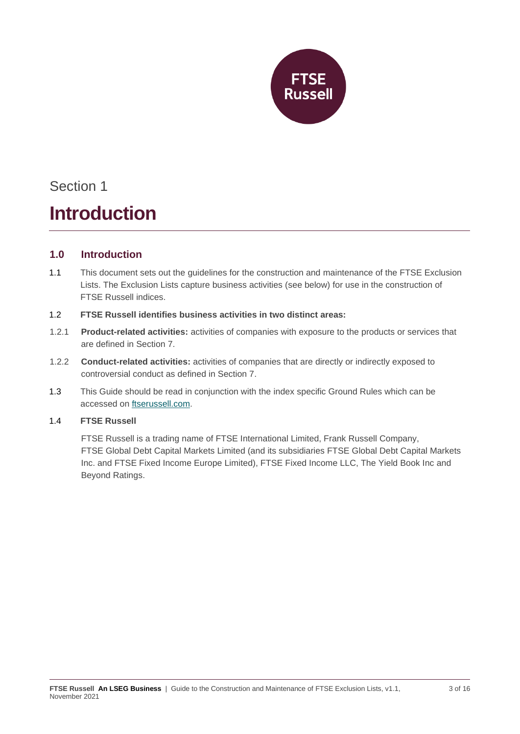Section 1

# Introduction

## 1.0 Introduction

1.1 This document sets out the guidelines for the construction and maintenance of the FTSE Exclusion Lists. The Exclusion Lists capture business activities (see below) for use in the construction of FTSE Russell indices.

1.2 **FTSE Russell identifies business activities in two distinct areas:**

1.2.1 **Product-related activities:** activities of companies with exposure to the products or services that are defined in Section 7.

1.2.2 **Conduct-related activities:** activities of companies that are directly or indirectly exposed to controversial conduct as defined in Section 7.

1.3 This Guide should be read in conjunction with the index specific Ground Rules which can be accessed on [ftserussell.com](ftserussell.com).

1.4 **FTSE Russell**

FTSE Russell is a trading name of FTSE International Limited, Frank Russell Company, FTSE Global Debt Capital Markets Limited (and its subsidiaries FTSE Global Debt Capital Markets Inc. and FTSE Fixed Income Europe Limited), FTSE Fixed Income LLC, The Yield Book Inc and Beyond Ratings.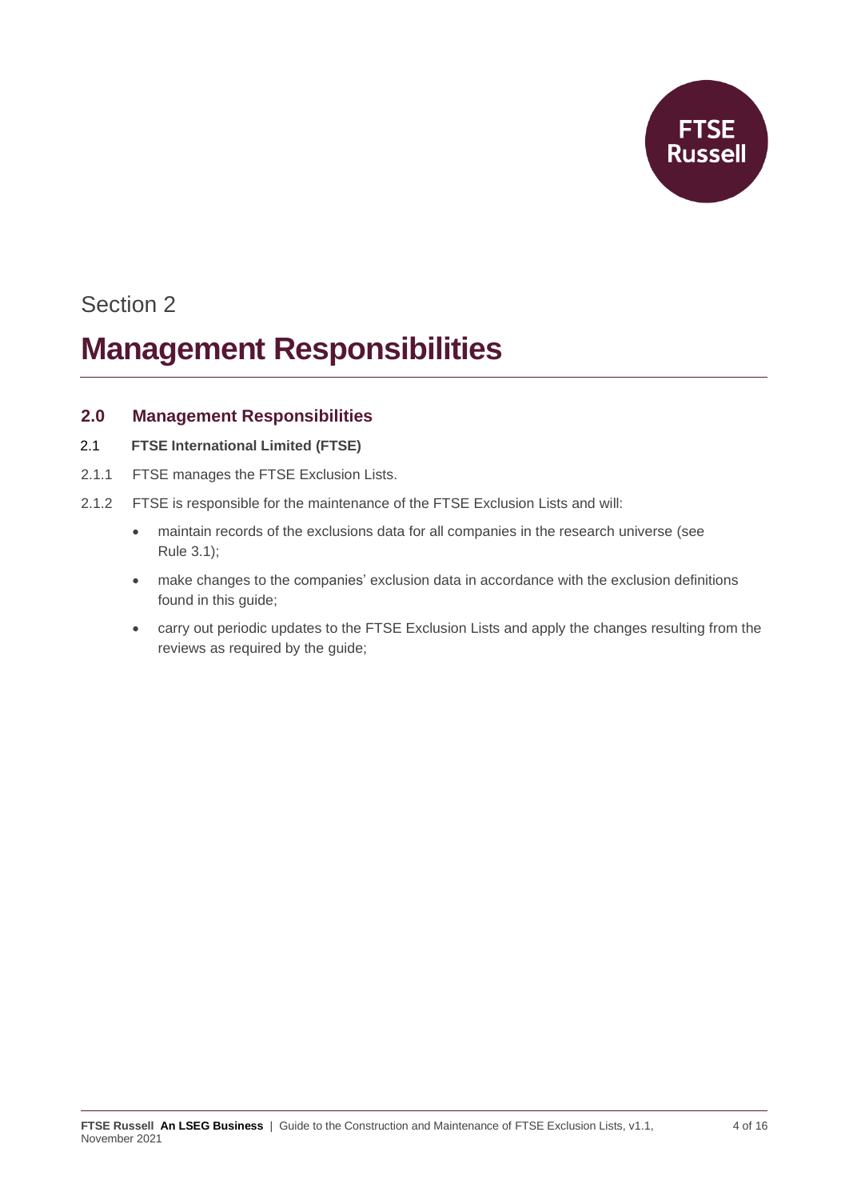Section 2

# Management Responsibilities

## 2.0 Management Responsibilities

### 2.1 FTSE International Limited (FTSE)

2.1.1 FTSE manages the FTSE Exclusion Lists.

2.1.2 FTSE is responsible for the maintenance of the FTSE Exclusion Lists and will:

- maintain records of the exclusions data for all companies in the research universe (see Rule 3.1);
- make changes to the companies' exclusion data in accordance with the exclusion definitions found in this guide;
- carry out periodic updates to the FTSE Exclusion Lists and apply the changes resulting from the reviews as required by the guide;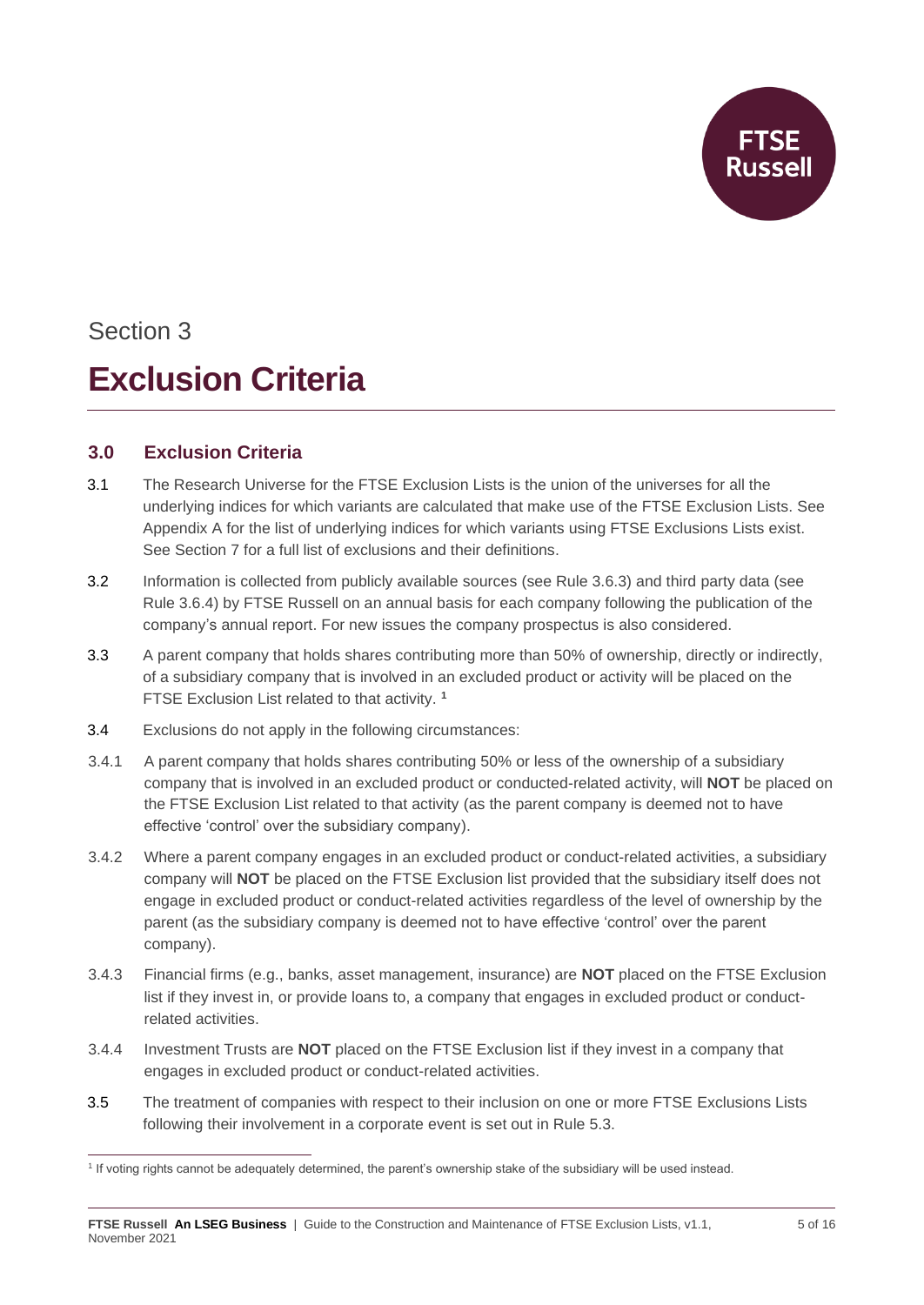Section 3

# Exclusion Criteria

## 3.0 Exclusion Criteria

3.1 The Research Universe for the FTSE Exclusion Lists is the union of the universes for all the underlying indices for which variants are calculated that make use of the FTSE Exclusion Lists. See Appendix A for the list of underlying indices for which variants using FTSE Exclusions Lists exist. See Section 7 for a full list of exclusions and their definitions.

3.2 Information is collected from publicly available sources (see Rule 3.6.3) and third party data (see Rule 3.6.4) by FTSE Russell on an annual basis for each company following the publication of the company's annual report. For new issues the company prospectus is also considered.

3.3 A parent company that holds shares contributing more than 50% of ownership, directly or indirectly, of a subsidiary company that is involved in an excluded product or activity will be placed on the FTSE Exclusion List related to that activity. [1]

3.4 Exclusions do not apply in the following circumstances:

3.4.1 A parent company that holds shares contributing 50% or less of the ownership of a subsidiary company that is involved in an excluded product or conducted-related activity, will **NOT** be placed on the FTSE Exclusion List related to that activity (as the parent company is deemed not to have effective 'control' over the subsidiary company).

3.4.2 Where a parent company engages in an excluded product or conduct-related activities, a subsidiary company will **NOT** be placed on the FTSE Exclusion list provided that the subsidiary itself does not engage in excluded product or conduct-related activities regardless of the level of ownership by the parent (as the subsidiary company is deemed not to have effective 'control' over the parent company).

3.4.3 Financial firms (e.g., banks, asset management, insurance) are **NOT** placed on the FTSE Exclusion list if they invest in, or provide loans to, a company that engages in excluded product or conduct-related activities.

3.4.4 Investment Trusts are **NOT** placed on the FTSE Exclusion list if they invest in a company that engages in excluded product or conduct-related activities.

3.5 The treatment of companies with respect to their inclusion on one or more FTSE Exclusions Lists following their involvement in a corporate event is set out in Rule 5.3.

---

[1] If voting rights cannot be adequately determined, the parent's ownership stake of the subsidiary will be used instead.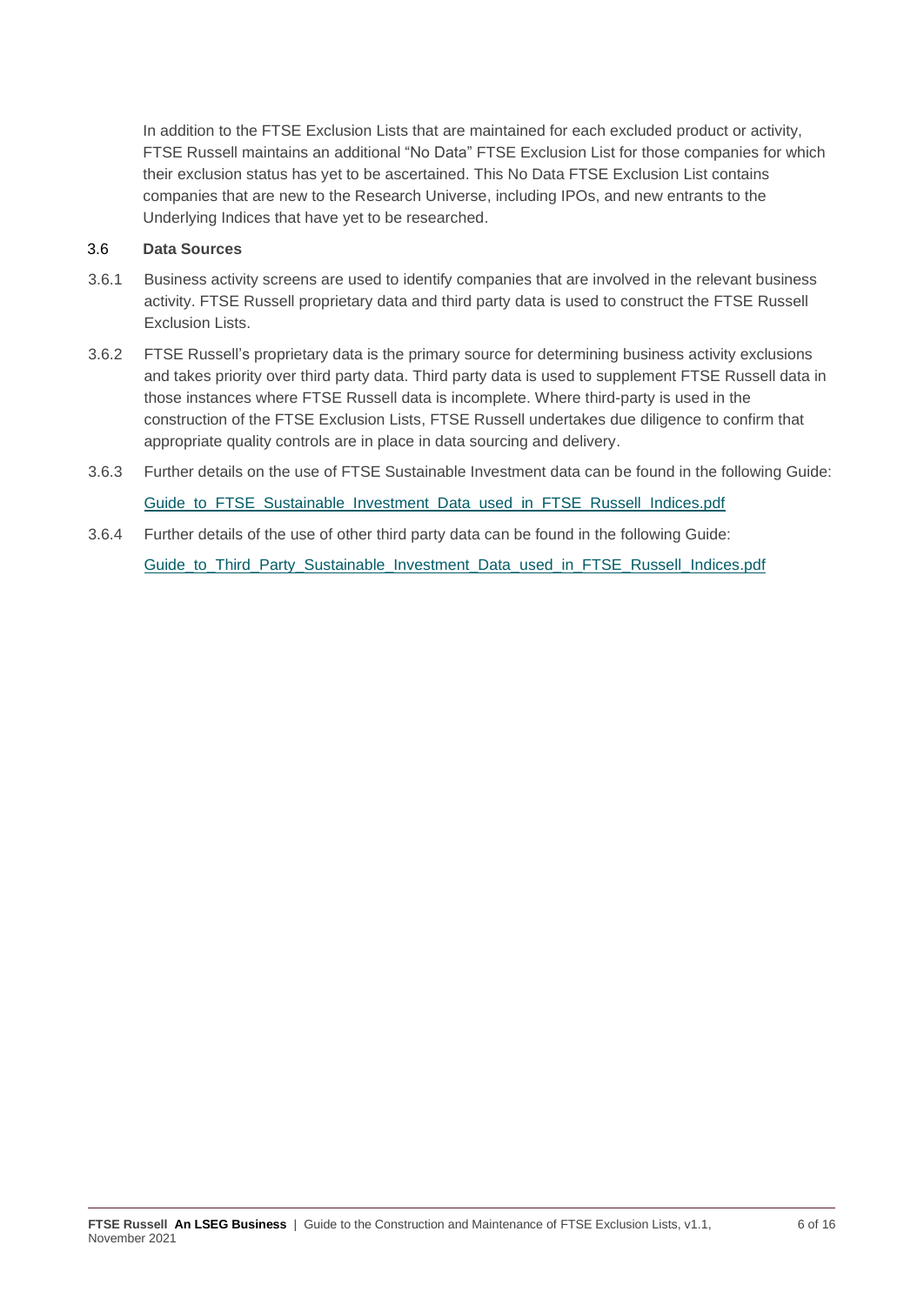In addition to the FTSE Exclusion Lists that are maintained for each excluded product or activity, FTSE Russell maintains an additional "No Data" FTSE Exclusion List for those companies for which their exclusion status has yet to be ascertained. This No Data FTSE Exclusion List contains companies that are new to the Research Universe, including IPOs, and new entrants to the Underlying Indices that have yet to be researched.

### 3.6 Data Sources

3.6.1 Business activity screens are used to identify companies that are involved in the relevant business activity. FTSE Russell proprietary data and third party data is used to construct the FTSE Russell Exclusion Lists.

3.6.2 FTSE Russell's proprietary data is the primary source for determining business activity exclusions and takes priority over third party data. Third party data is used to supplement FTSE Russell data in those instances where FTSE Russell data is incomplete. Where third-party is used in the construction of the FTSE Exclusion Lists, FTSE Russell undertakes due diligence to confirm that appropriate quality controls are in place in data sourcing and delivery.

3.6.3 Further details on the use of FTSE Sustainable Investment data can be found in the following Guide:

Guide_to_FTSE_Sustainable_Investment_Data_used_in_FTSE_Russell_Indices.pdf

3.6.4 Further details of the use of other third party data can be found in the following Guide:

Guide_to_Third_Party_Sustainable_Investment_Data_used_in_FTSE_Russell_Indices.pdf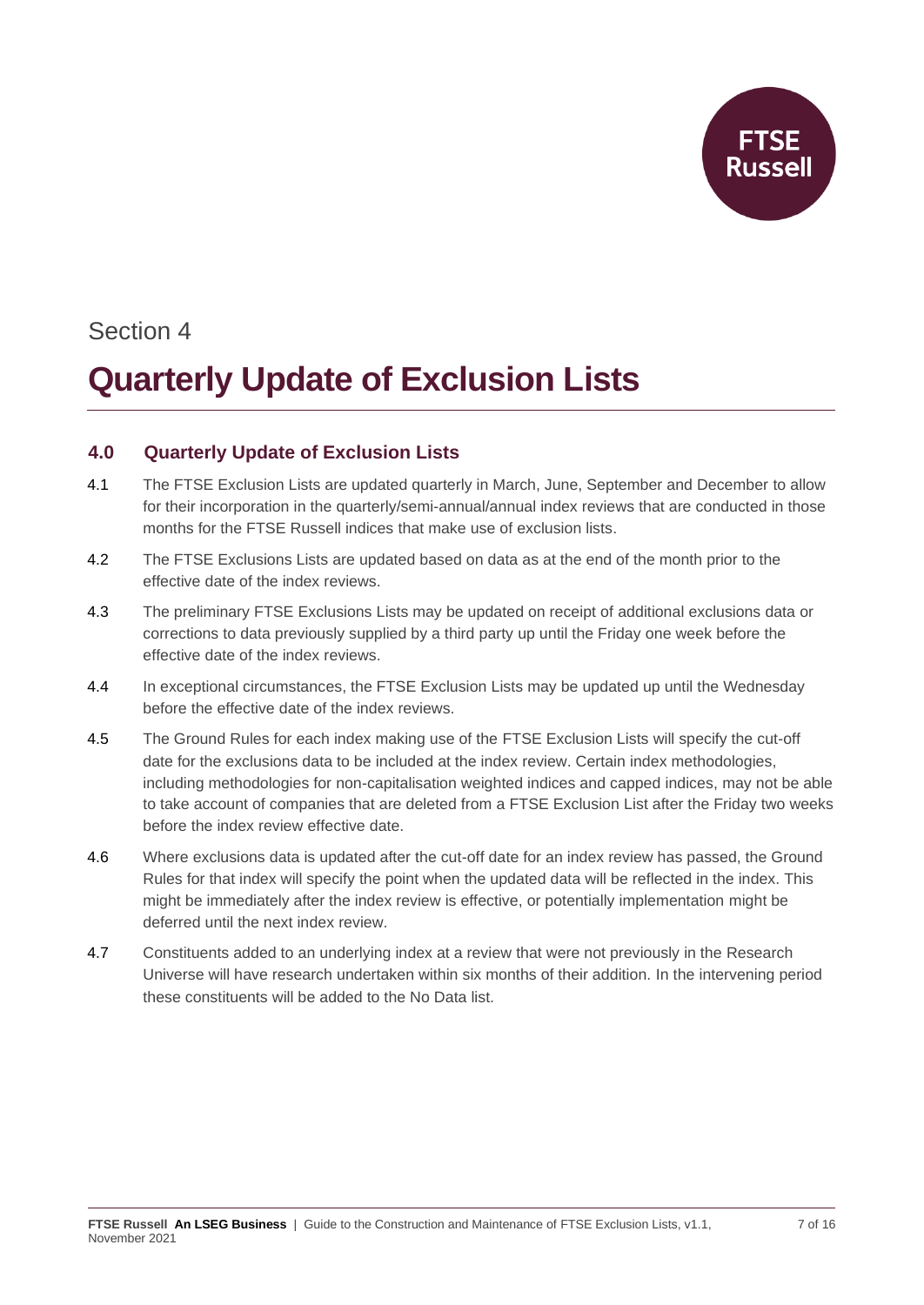Section 4

# Quarterly Update of Exclusion Lists

## 4.0 Quarterly Update of Exclusion Lists

4.1 The FTSE Exclusion Lists are updated quarterly in March, June, September and December to allow for their incorporation in the quarterly/semi-annual/annual index reviews that are conducted in those months for the FTSE Russell indices that make use of exclusion lists.

4.2 The FTSE Exclusions Lists are updated based on data as at the end of the month prior to the effective date of the index reviews.

4.3 The preliminary FTSE Exclusions Lists may be updated on receipt of additional exclusions data or corrections to data previously supplied by a third party up until the Friday one week before the effective date of the index reviews.

4.4 In exceptional circumstances, the FTSE Exclusion Lists may be updated up until the Wednesday before the effective date of the index reviews.

4.5 The Ground Rules for each index making use of the FTSE Exclusion Lists will specify the cut-off date for the exclusions data to be included at the index review. Certain index methodologies, including methodologies for non-capitalisation weighted indices and capped indices, may not be able to take account of companies that are deleted from a FTSE Exclusion List after the Friday two weeks before the index review effective date.

4.6 Where exclusions data is updated after the cut-off date for an index review has passed, the Ground Rules for that index will specify the point when the updated data will be reflected in the index. This might be immediately after the index review is effective, or potentially implementation might be deferred until the next index review.

4.7 Constituents added to an underlying index at a review that were not previously in the Research Universe will have research undertaken within six months of their addition. In the intervening period these constituents will be added to the No Data list.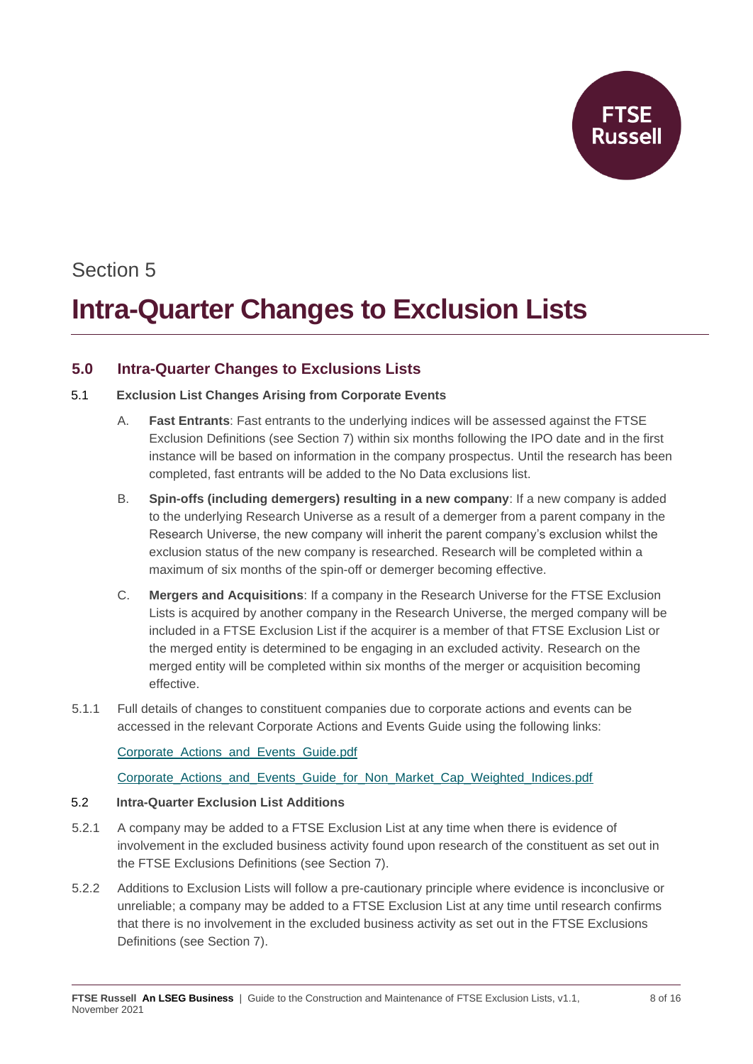Section 5

# Intra-Quarter Changes to Exclusion Lists

## 5.0 Intra-Quarter Changes to Exclusions Lists

### 5.1 Exclusion List Changes Arising from Corporate Events

A. **Fast Entrants**: Fast entrants to the underlying indices will be assessed against the FTSE Exclusion Definitions (see Section 7) within six months following the IPO date and in the first instance will be based on information in the company prospectus. Until the research has been completed, fast entrants will be added to the No Data exclusions list.

B. **Spin-offs (including demergers) resulting in a new company**: If a new company is added to the underlying Research Universe as a result of a demerger from a parent company in the Research Universe, the new company will inherit the parent company's exclusion whilst the exclusion status of the new company is researched. Research will be completed within a maximum of six months of the spin-off or demerger becoming effective.

C. **Mergers and Acquisitions**: If a company in the Research Universe for the FTSE Exclusion Lists is acquired by another company in the Research Universe, the merged company will be included in a FTSE Exclusion List if the acquirer is a member of that FTSE Exclusion List or the merged entity is determined to be engaging in an excluded activity. Research on the merged entity will be completed within six months of the merger or acquisition becoming effective.

5.1.1 Full details of changes to constituent companies due to corporate actions and events can be accessed in the relevant Corporate Actions and Events Guide using the following links:

Corporate_Actions_and_Events_Guide.pdf

Corporate_Actions_and_Events_Guide_for_Non_Market_Cap_Weighted_Indices.pdf

### 5.2 Intra-Quarter Exclusion List Additions

5.2.1 A company may be added to a FTSE Exclusion List at any time when there is evidence of involvement in the excluded business activity found upon research of the constituent as set out in the FTSE Exclusions Definitions (see Section 7).

5.2.2 Additions to Exclusion Lists will follow a pre-cautionary principle where evidence is inconclusive or unreliable; a company may be added to a FTSE Exclusion List at any time until research confirms that there is no involvement in the excluded business activity as set out in the FTSE Exclusions Definitions (see Section 7).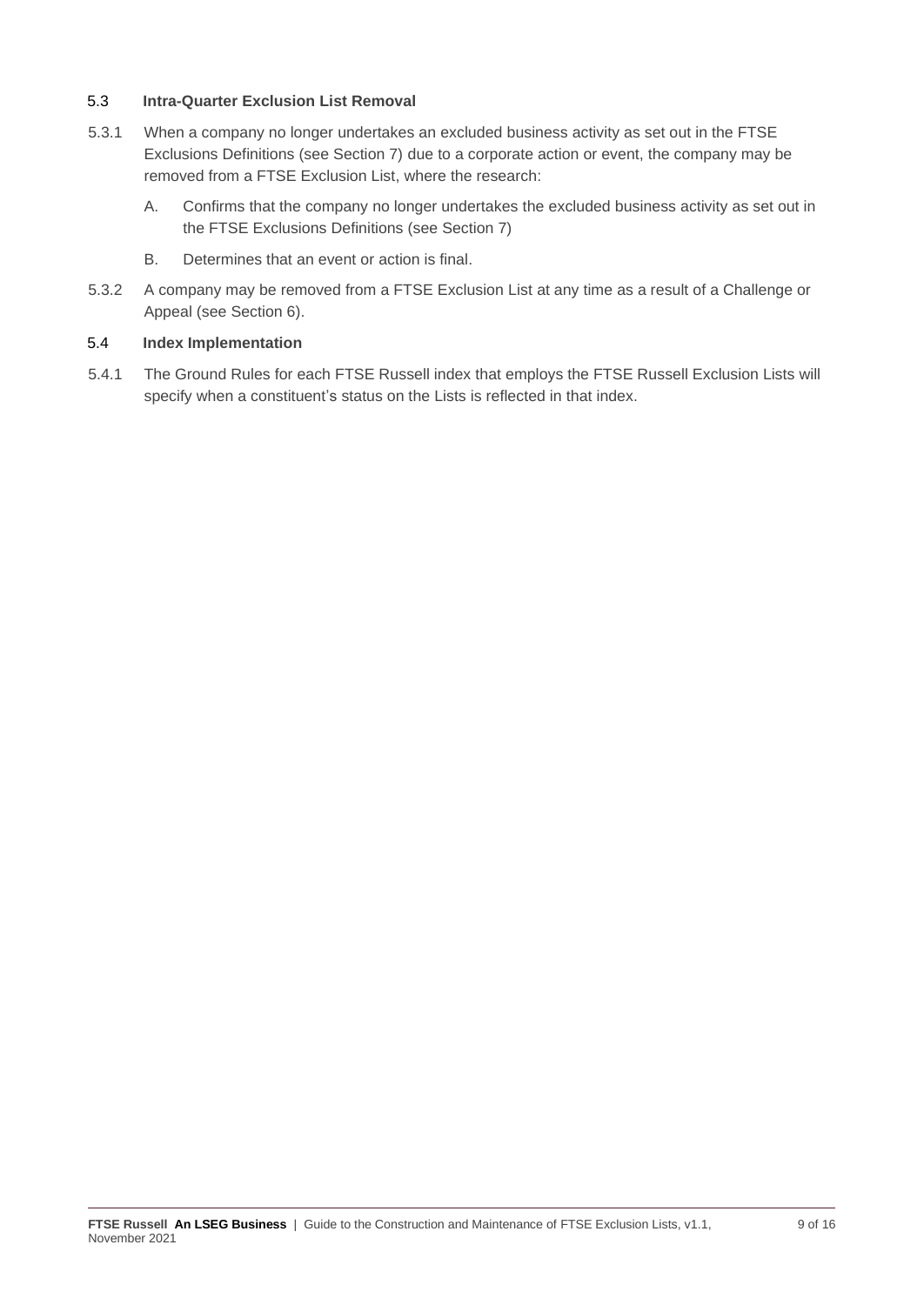## 5.3 Intra-Quarter Exclusion List Removal

5.3.1 When a company no longer undertakes an excluded business activity as set out in the FTSE Exclusions Definitions (see Section 7) due to a corporate action or event, the company may be removed from a FTSE Exclusion List, where the research:

A. Confirms that the company no longer undertakes the excluded business activity as set out in the FTSE Exclusions Definitions (see Section 7)

B. Determines that an event or action is final.

5.3.2 A company may be removed from a FTSE Exclusion List at any time as a result of a Challenge or Appeal (see Section 6).

## 5.4 Index Implementation

5.4.1 The Ground Rules for each FTSE Russell index that employs the FTSE Russell Exclusion Lists will specify when a constituent's status on the Lists is reflected in that index.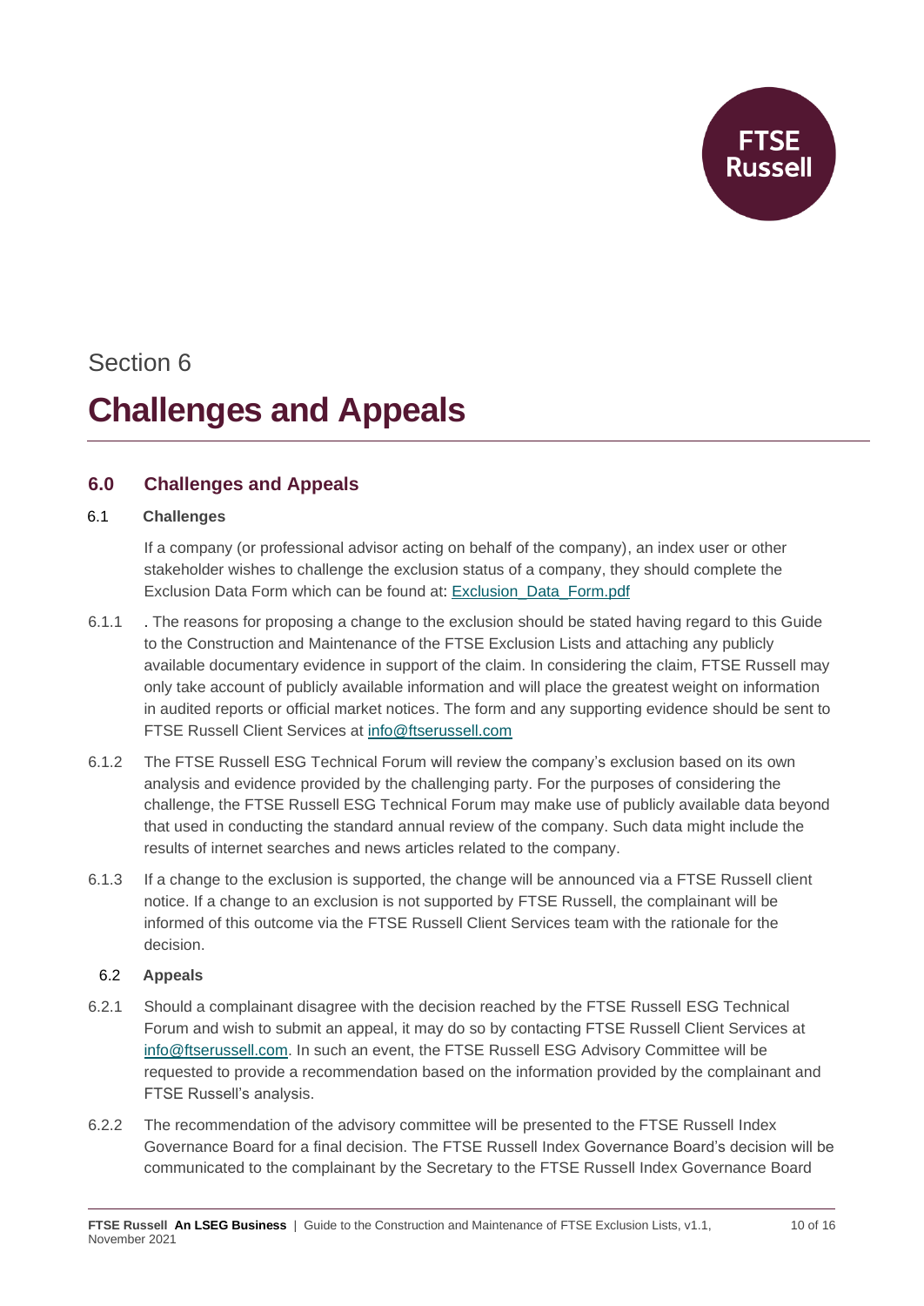Section 6

# Challenges and Appeals

## 6.0 Challenges and Appeals

### 6.1 Challenges

If a company (or professional advisor acting on behalf of the company), an index user or other stakeholder wishes to challenge the exclusion status of a company, they should complete the Exclusion Data Form which can be found at: [Exclusion_Data_Form.pdf](Exclusion_Data_Form.pdf)

6.1.1 . The reasons for proposing a change to the exclusion should be stated having regard to this Guide to the Construction and Maintenance of the FTSE Exclusion Lists and attaching any publicly available documentary evidence in support of the claim. In considering the claim, FTSE Russell may only take account of publicly available information and will place the greatest weight on information in audited reports or official market notices. The form and any supporting evidence should be sent to FTSE Russell Client Services at info@ftserussell.com

6.1.2 The FTSE Russell ESG Technical Forum will review the company's exclusion based on its own analysis and evidence provided by the challenging party. For the purposes of considering the challenge, the FTSE Russell ESG Technical Forum may make use of publicly available data beyond that used in conducting the standard annual review of the company. Such data might include the results of internet searches and news articles related to the company.

6.1.3 If a change to the exclusion is supported, the change will be announced via a FTSE Russell client notice. If a change to an exclusion is not supported by FTSE Russell, the complainant will be informed of this outcome via the FTSE Russell Client Services team with the rationale for the decision.

### 6.2 Appeals

6.2.1 Should a complainant disagree with the decision reached by the FTSE Russell ESG Technical Forum and wish to submit an appeal, it may do so by contacting FTSE Russell Client Services at info@ftserussell.com. In such an event, the FTSE Russell ESG Advisory Committee will be requested to provide a recommendation based on the information provided by the complainant and FTSE Russell's analysis.

6.2.2 The recommendation of the advisory committee will be presented to the FTSE Russell Index Governance Board for a final decision. The FTSE Russell Index Governance Board's decision will be communicated to the complainant by the Secretary to the FTSE Russell Index Governance Board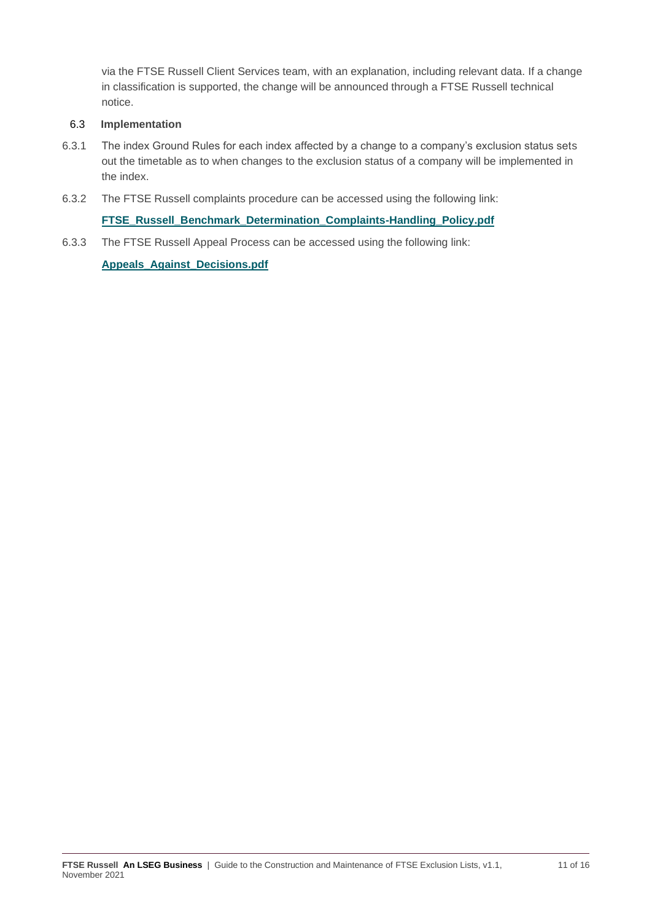via the FTSE Russell Client Services team, with an explanation, including relevant data. If a change in classification is supported, the change will be announced through a FTSE Russell technical notice.

## 6.3 Implementation

6.3.1 The index Ground Rules for each index affected by a change to a company's exclusion status sets out the timetable as to when changes to the exclusion status of a company will be implemented in the index.

6.3.2 The FTSE Russell complaints procedure can be accessed using the following link:

**FTSE_Russell_Benchmark_Determination_Complaints-Handling_Policy.pdf**

6.3.3 The FTSE Russell Appeal Process can be accessed using the following link:

**Appeals_Against_Decisions.pdf**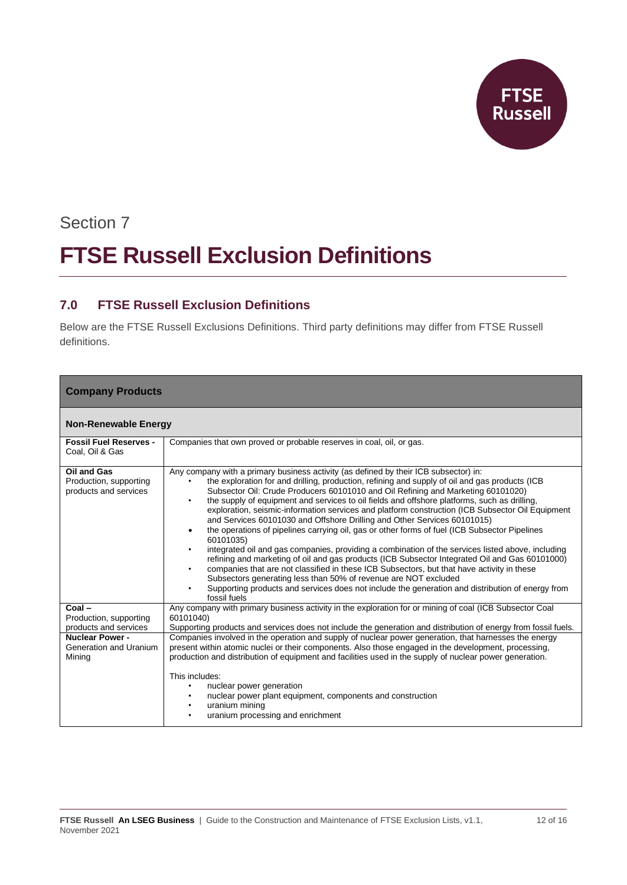Section 7

# FTSE Russell Exclusion Definitions

## 7.0 FTSE Russell Exclusion Definitions

Below are the FTSE Russell Exclusions Definitions. Third party definitions may differ from FTSE Russell definitions.

| **Company Products** | |
|---|---|
| **Non-Renewable Energy** | |
| **Fossil Fuel Reserves -** Coal, Oil & Gas | Companies that own proved or probable reserves in coal, oil, or gas. |
| **Oil and Gas** Production, supporting products and services | Any company with a primary business activity (as defined by their ICB subsector) in:<br>• the exploration for and drilling, production, refining and supply of oil and gas products (ICB Subsector Oil: Crude Producers 60101010 and Oil Refining and Marketing 60101020)<br>• the supply of equipment and services to oil fields and offshore platforms, such as drilling, exploration, seismic-information services and platform construction (ICB Subsector Oil Equipment and Services 60101030 and Offshore Drilling and Other Services 60101015)<br>• the operations of pipelines carrying oil, gas or other forms of fuel (ICB Subsector Pipelines 60101035)<br>• integrated oil and gas companies, providing a combination of the services listed above, including refining and marketing of oil and gas products (ICB Subsector Integrated Oil and Gas 60101000)<br>• companies that are not classified in these ICB Subsectors, but that have activity in these Subsectors generating less than 50% of revenue are NOT excluded<br>• Supporting products and services does not include the generation and distribution of energy from fossil fuels |
| **Coal –** Production, supporting products and services | Any company with primary business activity in the exploration for or mining of coal (ICB Subsector Coal 60101040)<br>Supporting products and services does not include the generation and distribution of energy from fossil fuels. |
| **Nuclear Power -** Generation and Uranium Mining | Companies involved in the operation and supply of nuclear power generation, that harnesses the energy present within atomic nuclei or their components. Also those engaged in the development, processing, production and distribution of equipment and facilities used in the supply of nuclear power generation.<br><br>This includes:<br>• nuclear power generation<br>• nuclear power plant equipment, components and construction<br>• uranium mining<br>• uranium processing and enrichment |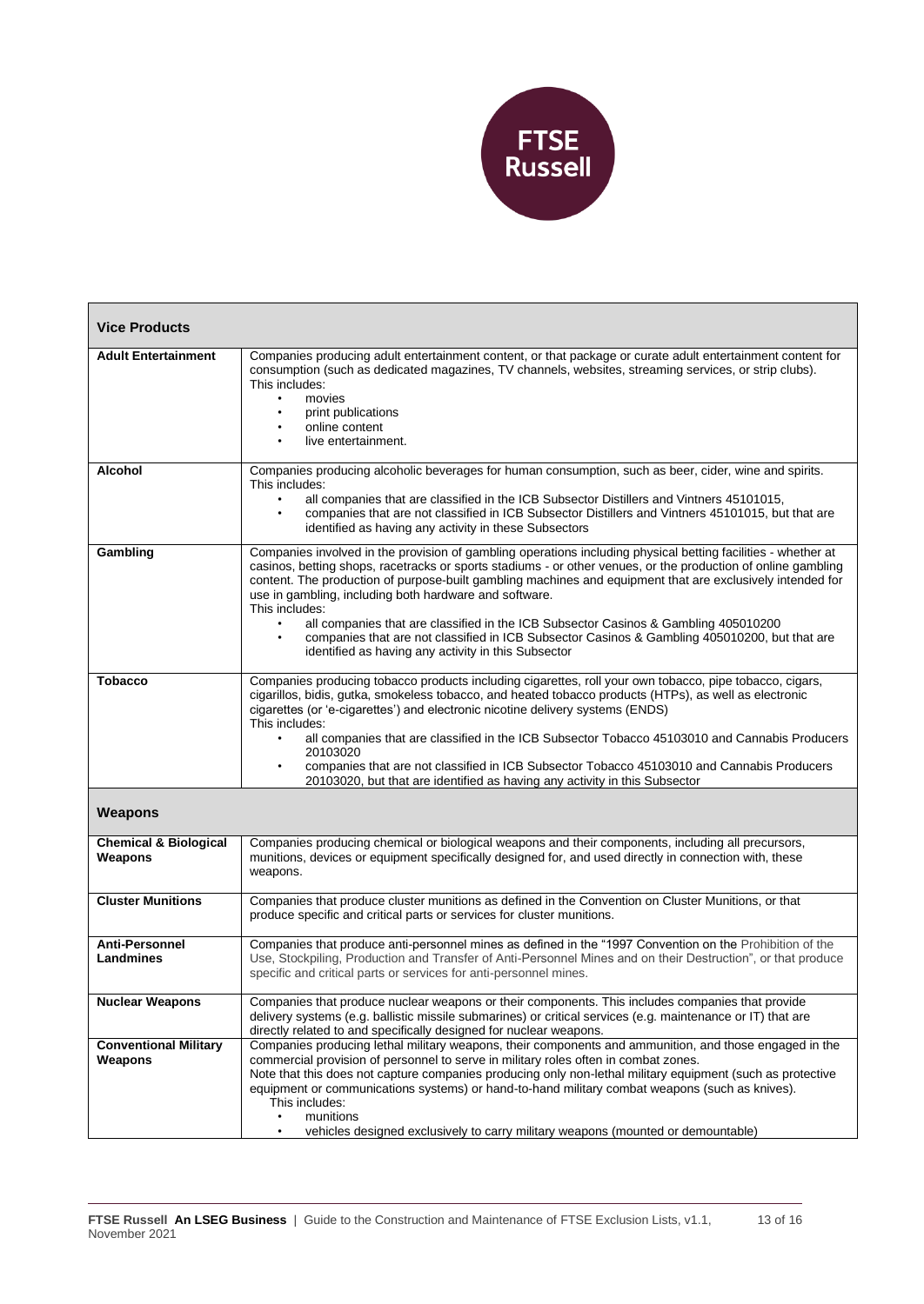| Vice Products | |
|---|---|
| **Adult Entertainment** | Companies producing adult entertainment content, or that package or curate adult entertainment content for consumption (such as dedicated magazines, TV channels, websites, streaming services, or strip clubs).<br>This includes:<br>• movies<br>• print publications<br>• online content<br>• live entertainment. |
| **Alcohol** | Companies producing alcoholic beverages for human consumption, such as beer, cider, wine and spirits.<br>This includes:<br>• all companies that are classified in the ICB Subsector Distillers and Vintners 45101015,<br>• companies that are not classified in ICB Subsector Distillers and Vintners 45101015, but that are identified as having any activity in these Subsectors |
| **Gambling** | Companies involved in the provision of gambling operations including physical betting facilities - whether at casinos, betting shops, racetracks or sports stadiums - or other venues, or the production of online gambling content. The production of purpose-built gambling machines and equipment that are exclusively intended for use in gambling, including both hardware and software.<br>This includes:<br>• all companies that are classified in the ICB Subsector Casinos & Gambling 405010200<br>• companies that are not classified in ICB Subsector Casinos & Gambling 405010200, but that are identified as having any activity in this Subsector |
| **Tobacco** | Companies producing tobacco products including cigarettes, roll your own tobacco, pipe tobacco, cigars, cigarillos, bidis, gutka, smokeless tobacco, and heated tobacco products (HTPs), as well as electronic cigarettes (or 'e-cigarettes') and electronic nicotine delivery systems (ENDS)<br>This includes:<br>• all companies that are classified in the ICB Subsector Tobacco 45103010 and Cannabis Producers 20103020<br>• companies that are not classified in ICB Subsector Tobacco 45103010 and Cannabis Producers 20103020, but that are identified as having any activity in this Subsector |
| **Weapons** | |
| **Chemical & Biological Weapons** | Companies producing chemical or biological weapons and their components, including all precursors, munitions, devices or equipment specifically designed for, and used directly in connection with, these weapons. |
| **Cluster Munitions** | Companies that produce cluster munitions as defined in the Convention on Cluster Munitions, or that produce specific and critical parts or services for cluster munitions. |
| **Anti-Personnel Landmines** | Companies that produce anti-personnel mines as defined in the "1997 Convention on the Prohibition of the Use, Stockpiling, Production and Transfer of Anti-Personnel Mines and on their Destruction", or that produce specific and critical parts or services for anti-personnel mines. |
| **Nuclear Weapons** | Companies that produce nuclear weapons or their components. This includes companies that provide delivery systems (e.g. ballistic missile submarines) or critical services (e.g. maintenance or IT) that are directly related to and specifically designed for nuclear weapons. |
| **Conventional Military Weapons** | Companies producing lethal military weapons, their components and ammunition, and those engaged in the commercial provision of personnel to serve in military roles often in combat zones.<br>Note that this does not capture companies producing only non-lethal military equipment (such as protective equipment or communications systems) or hand-to-hand military combat weapons (such as knives).<br>This includes:<br>• munitions<br>• vehicles designed exclusively to carry military weapons (mounted or demountable) |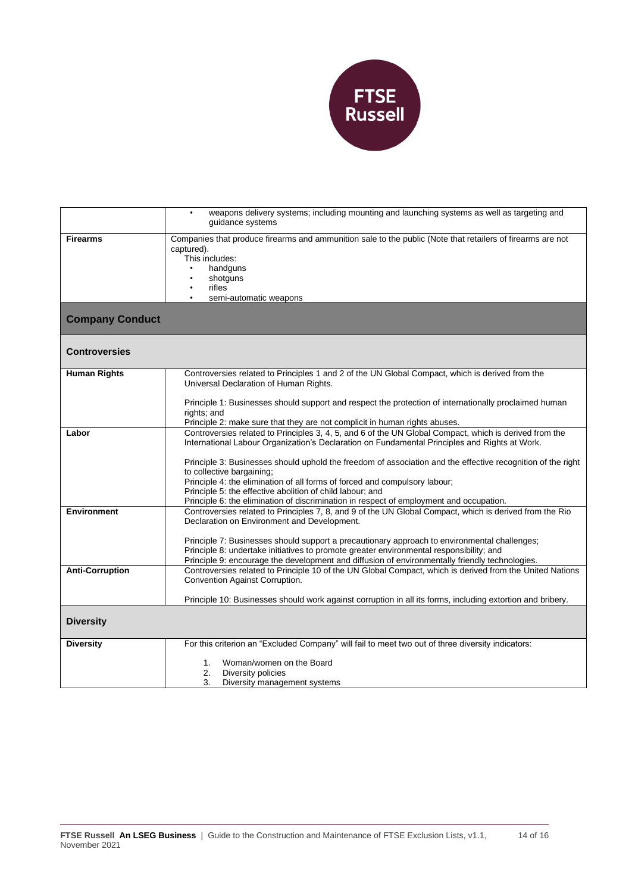| | |
|---|---|
| | • weapons delivery systems; including mounting and launching systems as well as targeting and guidance systems |
| **Firearms** | Companies that produce firearms and ammunition sale to the public (Note that retailers of firearms are not captured).<br>This includes:<br>• handguns<br>• shotguns<br>• rifles<br>• semi-automatic weapons |
| **Company Conduct** | |
| **Controversies** | |
| **Human Rights** | Controversies related to Principles 1 and 2 of the UN Global Compact, which is derived from the Universal Declaration of Human Rights.<br><br>Principle 1: Businesses should support and respect the protection of internationally proclaimed human rights; and<br>Principle 2: make sure that they are not complicit in human rights abuses. |
| **Labor** | Controversies related to Principles 3, 4, 5, and 6 of the UN Global Compact, which is derived from the International Labour Organization's Declaration on Fundamental Principles and Rights at Work.<br><br>Principle 3: Businesses should uphold the freedom of association and the effective recognition of the right to collective bargaining;<br>Principle 4: the elimination of all forms of forced and compulsory labour;<br>Principle 5: the effective abolition of child labour; and<br>Principle 6: the elimination of discrimination in respect of employment and occupation. |
| **Environment** | Controversies related to Principles 7, 8, and 9 of the UN Global Compact, which is derived from the Rio Declaration on Environment and Development.<br><br>Principle 7: Businesses should support a precautionary approach to environmental challenges;<br>Principle 8: undertake initiatives to promote greater environmental responsibility; and<br>Principle 9: encourage the development and diffusion of environmentally friendly technologies. |
| **Anti-Corruption** | Controversies related to Principle 10 of the UN Global Compact, which is derived from the United Nations Convention Against Corruption.<br><br>Principle 10: Businesses should work against corruption in all its forms, including extortion and bribery. |
| **Diversity** | |
| **Diversity** | For this criterion an "Excluded Company" will fail to meet two out of three diversity indicators:<br><br>1. Woman/women on the Board<br>2. Diversity policies<br>3. Diversity management systems |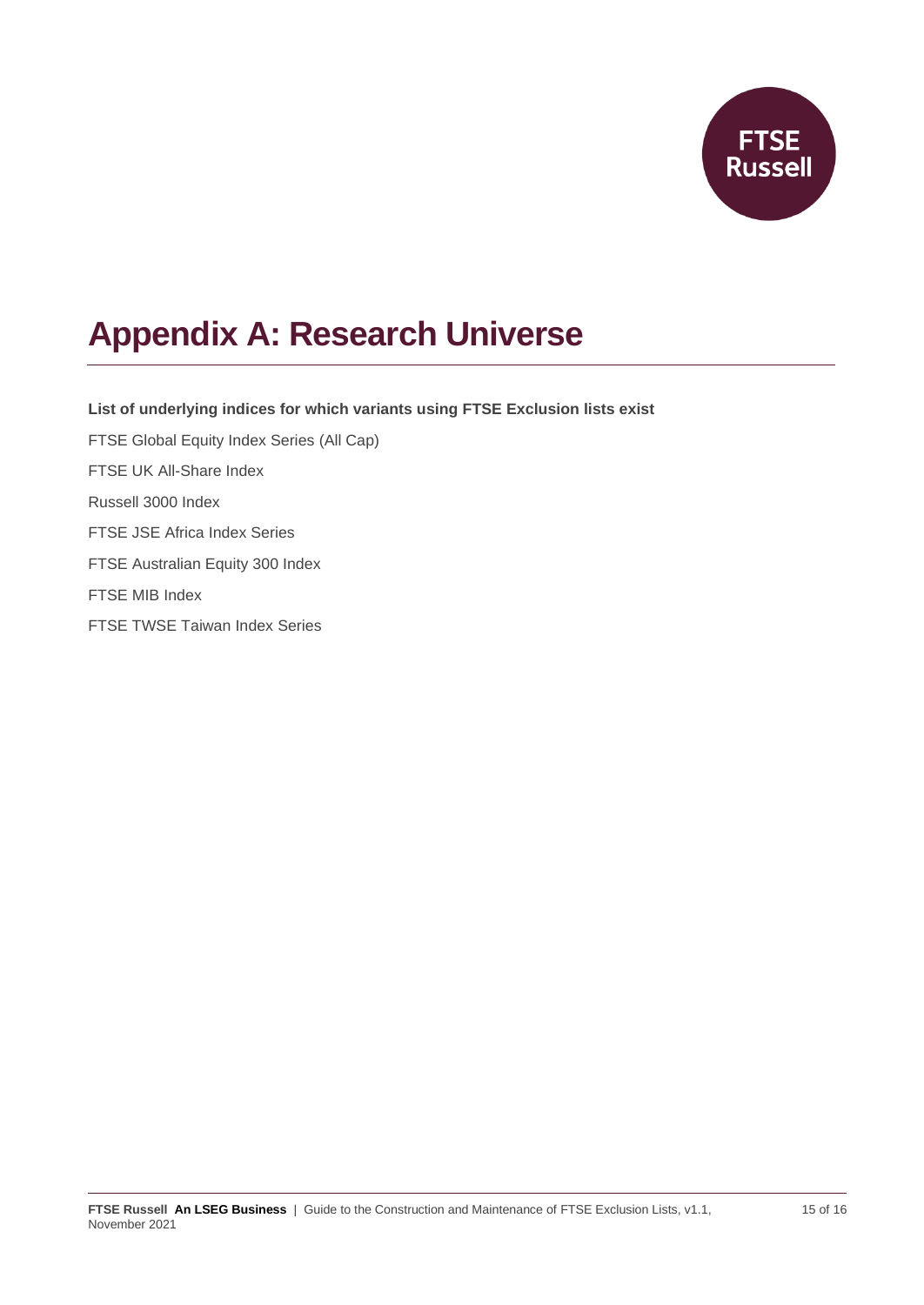# Appendix A: Research Universe

**List of underlying indices for which variants using FTSE Exclusion lists exist**

FTSE Global Equity Index Series (All Cap)

FTSE UK All-Share Index

Russell 3000 Index

FTSE JSE Africa Index Series

FTSE Australian Equity 300 Index

FTSE MIB Index

FTSE TWSE Taiwan Index Series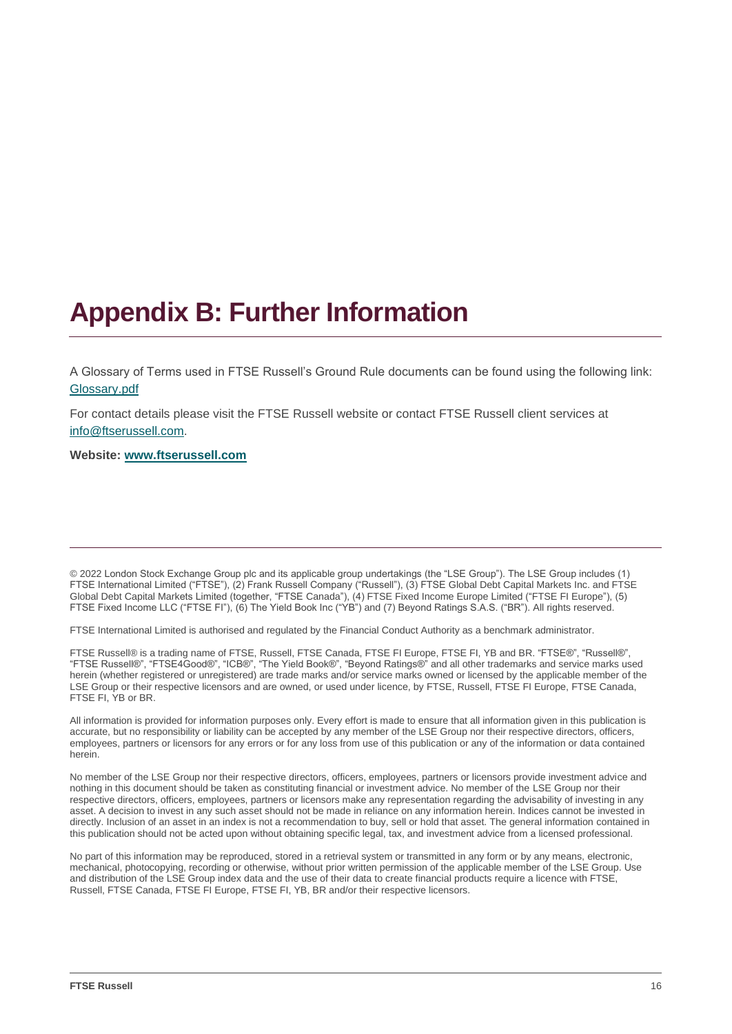# Appendix B: Further Information

A Glossary of Terms used in FTSE Russell's Ground Rule documents can be found using the following link: [Glossary.pdf](Glossary.pdf)

For contact details please visit the FTSE Russell website or contact FTSE Russell client services at [info@ftserussell.com](mailto:info@ftserussell.com).

**Website: [www.ftserussell.com](http://www.ftserussell.com)**

---

© 2022 London Stock Exchange Group plc and its applicable group undertakings (the "LSE Group"). The LSE Group includes (1) FTSE International Limited ("FTSE"), (2) Frank Russell Company ("Russell"), (3) FTSE Global Debt Capital Markets Inc. and FTSE Global Debt Capital Markets Limited (together, "FTSE Canada"), (4) FTSE Fixed Income Europe Limited ("FTSE FI Europe"), (5) FTSE Fixed Income LLC ("FTSE FI"), (6) The Yield Book Inc ("YB") and (7) Beyond Ratings S.A.S. ("BR"). All rights reserved.

FTSE International Limited is authorised and regulated by the Financial Conduct Authority as a benchmark administrator.

FTSE Russell® is a trading name of FTSE, Russell, FTSE Canada, FTSE FI Europe, FTSE FI, YB and BR. "FTSE®", "Russell®", "FTSE Russell®", "FTSE4Good®", "ICB®", "The Yield Book®", "Beyond Ratings®" and all other trademarks and service marks used herein (whether registered or unregistered) are trade marks and/or service marks owned or licensed by the applicable member of the LSE Group or their respective licensors and are owned, or used under licence, by FTSE, Russell, FTSE FI Europe, FTSE Canada, FTSE FI, YB or BR.

All information is provided for information purposes only. Every effort is made to ensure that all information given in this publication is accurate, but no responsibility or liability can be accepted by any member of the LSE Group nor their respective directors, officers, employees, partners or licensors for any errors or for any loss from use of this publication or any of the information or data contained herein.

No member of the LSE Group nor their respective directors, officers, employees, partners or licensors provide investment advice and nothing in this document should be taken as constituting financial or investment advice. No member of the LSE Group nor their respective directors, officers, employees, partners or licensors make any representation regarding the advisability of investing in any asset. A decision to invest in any such asset should not be made in reliance on any information herein. Indices cannot be invested in directly. Inclusion of an asset in an index is not a recommendation to buy, sell or hold that asset. The general information contained in this publication should not be acted upon without obtaining specific legal, tax, and investment advice from a licensed professional.

No part of this information may be reproduced, stored in a retrieval system or transmitted in any form or by any means, electronic, mechanical, photocopying, recording or otherwise, without prior written permission of the applicable member of the LSE Group. Use and distribution of the LSE Group index data and the use of their data to create financial products require a licence with FTSE, Russell, FTSE Canada, FTSE FI Europe, FTSE FI, YB, BR and/or their respective licensors.